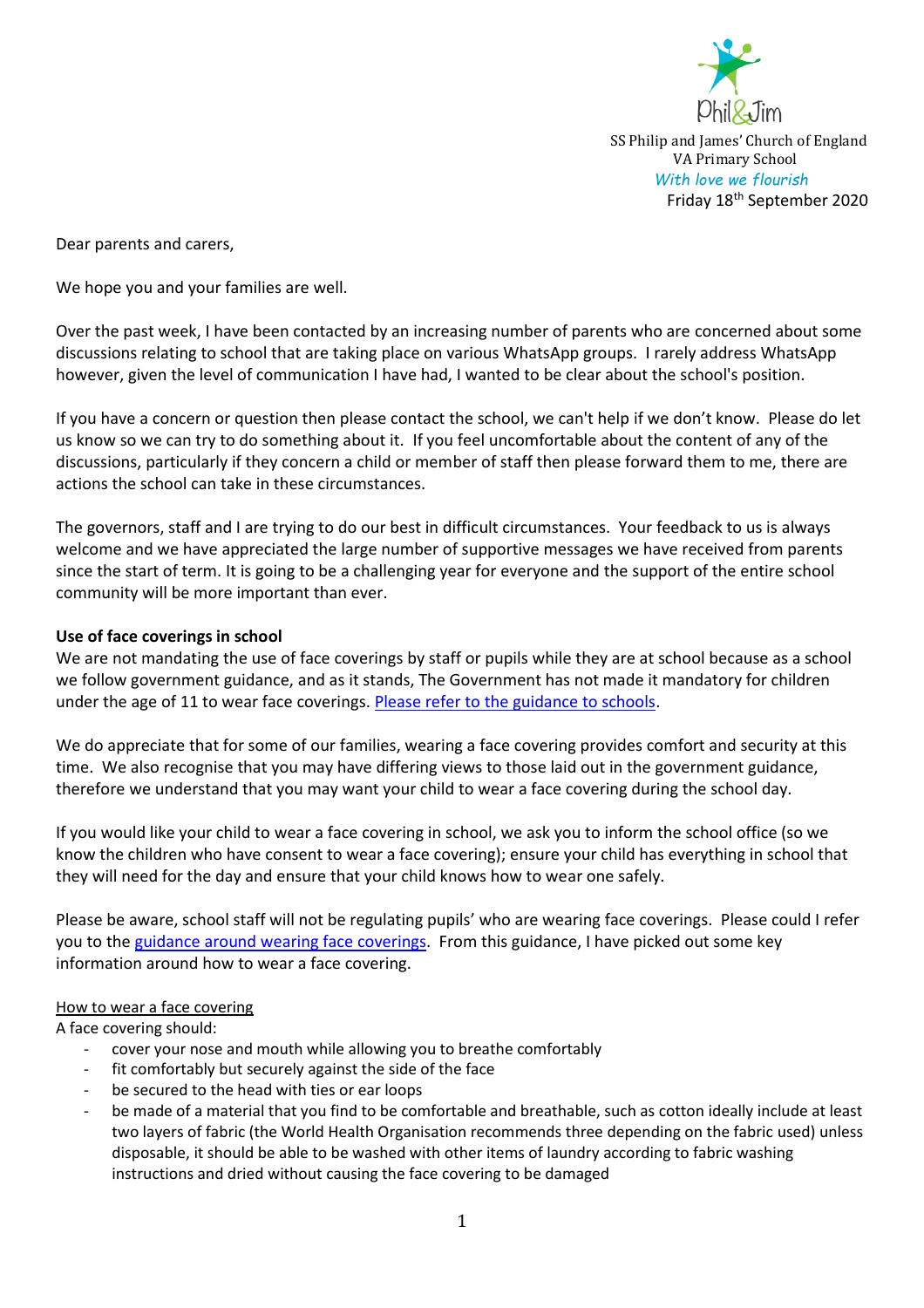Phil&Jim

SS Philip and James' Church of England VA Primary School

*With love we flourish*

Friday 18th September 2020

Dear parents and carers,

We hope you and your families are well.

Over the past week, I have been contacted by an increasing number of parents who are concerned about some discussions relating to school that are taking place on various WhatsApp groups. I rarely address WhatsApp however, given the level of communication I have had, I wanted to be clear about the school's position.

If you have a concern or question then please contact the school, we can't help if we don't know. Please do let us know so we can try to do something about it. If you feel uncomfortable about the content of any of the discussions, particularly if they concern a child or member of staff then please forward them to me, there are actions the school can take in these circumstances.

The governors, staff and I are trying to do our best in difficult circumstances. Your feedback to us is always welcome and we have appreciated the large number of supportive messages we have received from parents since the start of term. It is going to be a challenging year for everyone and the support of the entire school community will be more important than ever.

**Use of face coverings in school**

We are not mandating the use of face coverings by staff or pupils while they are at school because as a school we follow government guidance, and as it stands, The Government has not made it mandatory for children under the age of 11 to wear face coverings. Please refer to the guidance to schools.

We do appreciate that for some of our families, wearing a face covering provides comfort and security at this time. We also recognise that you may have differing views to those laid out in the government guidance, therefore we understand that you may want your child to wear a face covering during the school day.

If you would like your child to wear a face covering in school, we ask you to inform the school office (so we know the children who have consent to wear a face covering); ensure your child has everything in school that they will need for the day and ensure that your child knows how to wear one safely.

Please be aware, school staff will not be regulating pupils' who are wearing face coverings. Please could I refer you to the guidance around wearing face coverings. From this guidance, I have picked out some key information around how to wear a face covering.

How to wear a face covering

A face covering should:

- cover your nose and mouth while allowing you to breathe comfortably
- fit comfortably but securely against the side of the face
- be secured to the head with ties or ear loops
- be made of a material that you find to be comfortable and breathable, such as cotton ideally include at least two layers of fabric (the World Health Organisation recommends three depending on the fabric used) unless disposable, it should be able to be washed with other items of laundry according to fabric washing instructions and dried without causing the face covering to be damaged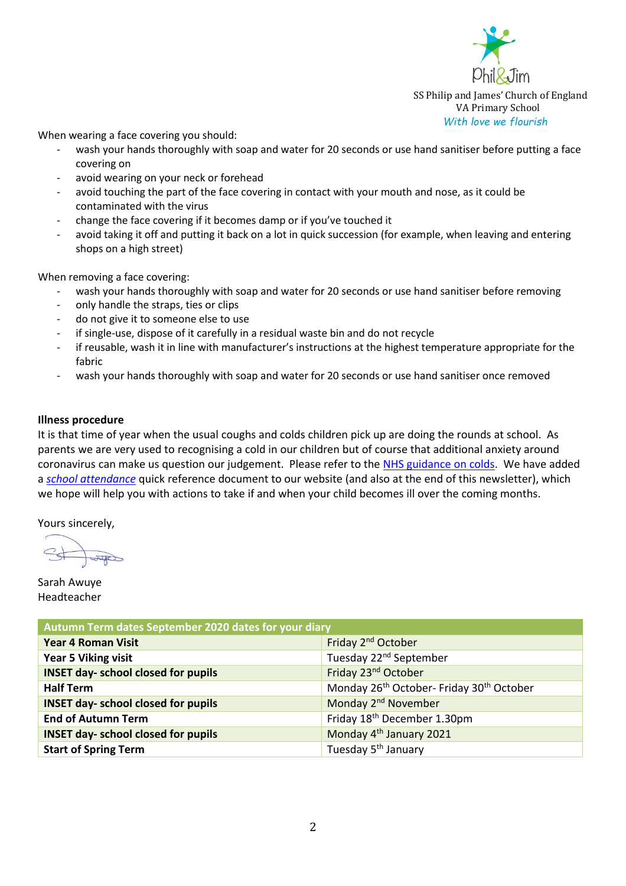Phil&Jim

SS Philip and James' Church of England VA Primary School

*With love we flourish*

When wearing a face covering you should:

- wash your hands thoroughly with soap and water for 20 seconds or use hand sanitiser before putting a face covering on
- avoid wearing on your neck or forehead
- avoid touching the part of the face covering in contact with your mouth and nose, as it could be contaminated with the virus
- change the face covering if it becomes damp or if you've touched it
- avoid taking it off and putting it back on a lot in quick succession (for example, when leaving and entering shops on a high street)

When removing a face covering:

- wash your hands thoroughly with soap and water for 20 seconds or use hand sanitiser before removing
- only handle the straps, ties or clips
- do not give it to someone else to use
- if single-use, dispose of it carefully in a residual waste bin and do not recycle
- if reusable, wash it in line with manufacturer's instructions at the highest temperature appropriate for the fabric
- wash your hands thoroughly with soap and water for 20 seconds or use hand sanitiser once removed

**Illness procedure**

It is that time of year when the usual coughs and colds children pick up are doing the rounds at school. As parents we are very used to recognising a cold in our children but of course that additional anxiety around coronavirus can make us question our judgement. Please refer to the NHS guidance on colds. We have added a *school attendance* quick reference document to our website (and also at the end of this newsletter), which we hope will help you with actions to take if and when your child becomes ill over the coming months.

Yours sincerely,

Sarah Awuye
Headteacher

| Autumn Term dates September 2020 dates for your diary | |
|---|---|
| **Year 4 Roman Visit** | Friday 2nd October |
| **Year 5 Viking visit** | Tuesday 22nd September |
| **INSET day- school closed for pupils** | Friday 23rd October |
| **Half Term** | Monday 26th October- Friday 30th October |
| **INSET day- school closed for pupils** | Monday 2nd November |
| **End of Autumn Term** | Friday 18th December 1.30pm |
| **INSET day- school closed for pupils** | Monday 4th January 2021 |
| **Start of Spring Term** | Tuesday 5th January |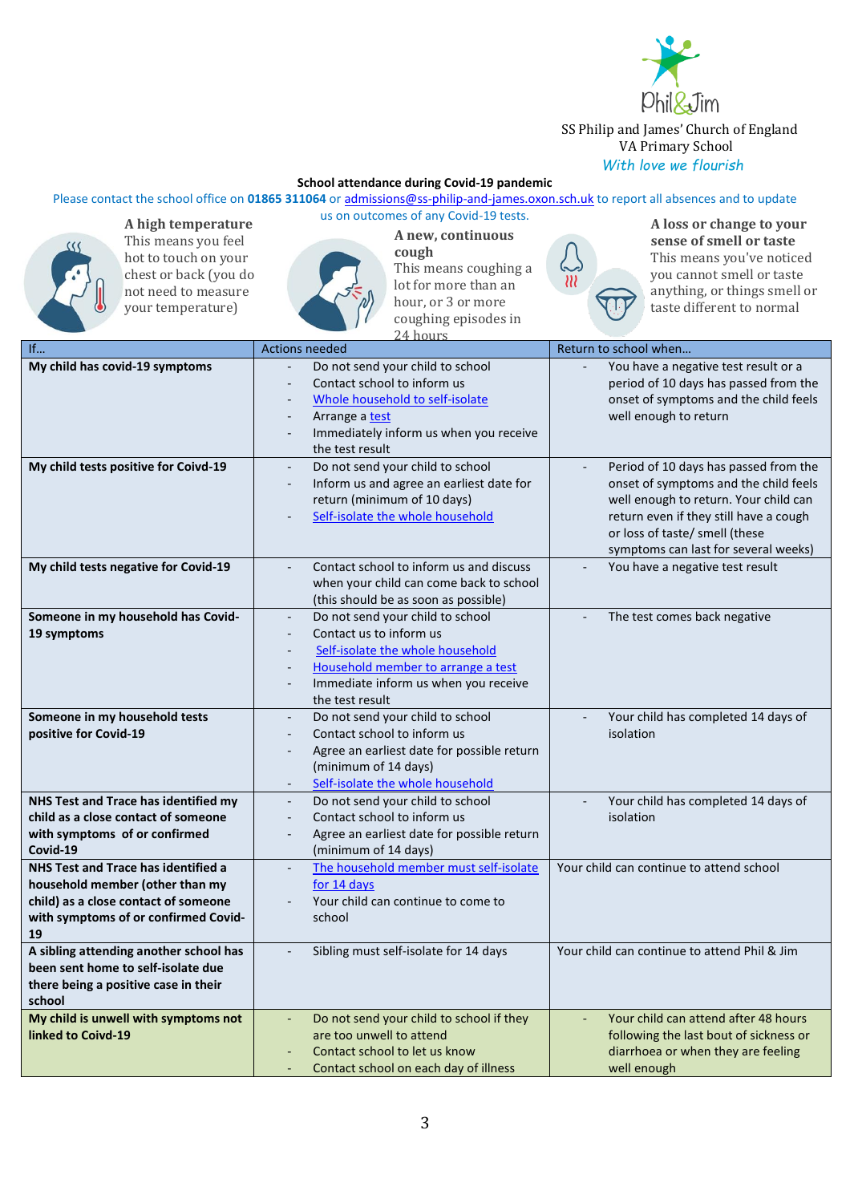Phil&Jim

SS Philip and James' Church of England VA Primary School

*With love we flourish*

**School attendance during Covid-19 pandemic**

Please contact the school office on **01865 311064** or admissions@ss-philip-and-james.oxon.sch.uk to report all absences and to update us on outcomes of any Covid-19 tests.

**A high temperature**
This means you feel hot to touch on your chest or back (you do not need to measure your temperature)

**A new, continuous cough**
This means coughing a lot for more than an hour, or 3 or more coughing episodes in 24 hours

**A loss or change to your sense of smell or taste**
This means you've noticed you cannot smell or taste anything, or things smell or taste different to normal

| If… | Actions needed | Return to school when… |
|---|---|---|
| **My child has covid-19 symptoms** | - Do not send your child to school<br>- Contact school to inform us<br>- Whole household to self-isolate<br>- Arrange a test<br>- Immediately inform us when you receive the test result | - You have a negative test result or a period of 10 days has passed from the onset of symptoms and the child feels well enough to return |
| **My child tests positive for Coivd-19** | - Do not send your child to school<br>- Inform us and agree an earliest date for return (minimum of 10 days)<br>- Self-isolate the whole household | - Period of 10 days has passed from the onset of symptoms and the child feels well enough to return. Your child can return even if they still have a cough or loss of taste/ smell (these symptoms can last for several weeks) |
| **My child tests negative for Covid-19** | - Contact school to inform us and discuss when your child can come back to school (this should be as soon as possible) | - You have a negative test result |
| **Someone in my household has Covid-19 symptoms** | - Do not send your child to school<br>- Contact us to inform us<br>- Self-isolate the whole household<br>- Household member to arrange a test<br>- Immediate inform us when you receive the test result | - The test comes back negative |
| **Someone in my household tests positive for Covid-19** | - Do not send your child to school<br>- Contact school to inform us<br>- Agree an earliest date for possible return (minimum of 14 days)<br>- Self-isolate the whole household | - Your child has completed 14 days of isolation |
| **NHS Test and Trace has identified my child as a close contact of someone with symptoms of or confirmed Covid-19** | - Do not send your child to school<br>- Contact school to inform us<br>- Agree an earliest date for possible return (minimum of 14 days) | - Your child has completed 14 days of isolation |
| **NHS Test and Trace has identified a household member (other than my child) as a close contact of someone with symptoms of or confirmed Covid-19** | - The household member must self-isolate for 14 days<br>- Your child can continue to come to school | Your child can continue to attend school |
| **A sibling attending another school has been sent home to self-isolate due there being a positive case in their school** | - Sibling must self-isolate for 14 days | Your child can continue to attend Phil & Jim |
| **My child is unwell with symptoms not linked to Coivd-19** | - Do not send your child to school if they are too unwell to attend<br>- Contact school to let us know<br>- Contact school on each day of illness | - Your child can attend after 48 hours following the last bout of sickness or diarrhoea or when they are feeling well enough |